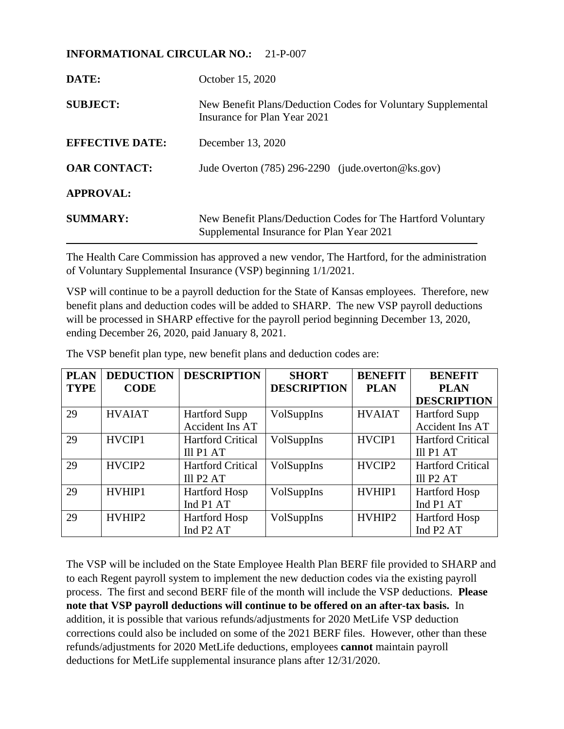**INFORMATIONAL CIRCULAR NO.:** 21-P-007

**DATE:** October 15, 2020

**SUBJECT:** New Benefit Plans/Deduction Codes for Voluntary Supplemental Insurance for Plan Year 2021

**EFFECTIVE DATE:** December 13, 2020

**OAR CONTACT:** Jude Overton (785) 296-2290 (jude.overton@ks.gov)

**APPROVAL:**

**SUMMARY:** New Benefit Plans/Deduction Codes for The Hartford Voluntary Supplemental Insurance for Plan Year 2021

---

The Health Care Commission has approved a new vendor, The Hartford, for the administration of Voluntary Supplemental Insurance (VSP) beginning 1/1/2021.

VSP will continue to be a payroll deduction for the State of Kansas employees. Therefore, new benefit plans and deduction codes will be added to SHARP. The new VSP payroll deductions will be processed in SHARP effective for the payroll period beginning December 13, 2020, ending December 26, 2020, paid January 8, 2021.

The VSP benefit plan type, new benefit plans and deduction codes are:

| PLAN TYPE | DEDUCTION CODE | DESCRIPTION | SHORT DESCRIPTION | BENEFIT PLAN | BENEFIT PLAN DESCRIPTION |
|---|---|---|---|---|---|
| 29 | HVAIAT | Hartford Supp Accident Ins AT | VolSuppIns | HVAIAT | Hartford Supp Accident Ins AT |
| 29 | HVCIP1 | Hartford Critical Ill P1 AT | VolSuppIns | HVCIP1 | Hartford Critical Ill P1 AT |
| 29 | HVCIP2 | Hartford Critical Ill P2 AT | VolSuppIns | HVCIP2 | Hartford Critical Ill P2 AT |
| 29 | HVHIP1 | Hartford Hosp Ind P1 AT | VolSuppIns | HVHIP1 | Hartford Hosp Ind P1 AT |
| 29 | HVHIP2 | Hartford Hosp Ind P2 AT | VolSuppIns | HVHIP2 | Hartford Hosp Ind P2 AT |

The VSP will be included on the State Employee Health Plan BERF file provided to SHARP and to each Regent payroll system to implement the new deduction codes via the existing payroll process. The first and second BERF file of the month will include the VSP deductions. **Please note that VSP payroll deductions will continue to be offered on an after-tax basis.** In addition, it is possible that various refunds/adjustments for 2020 MetLife VSP deduction corrections could also be included on some of the 2021 BERF files. However, other than these refunds/adjustments for 2020 MetLife deductions, employees **cannot** maintain payroll deductions for MetLife supplemental insurance plans after 12/31/2020.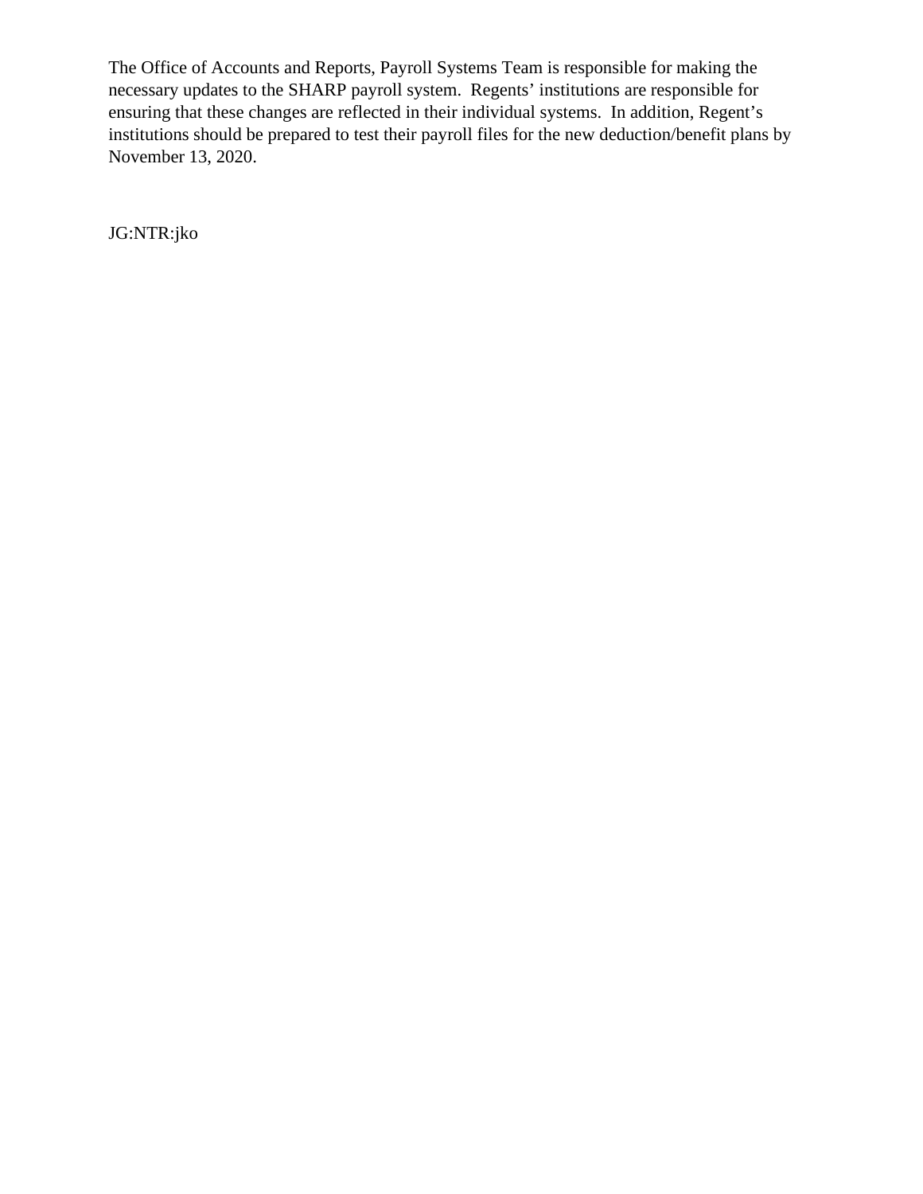The Office of Accounts and Reports, Payroll Systems Team is responsible for making the necessary updates to the SHARP payroll system. Regents' institutions are responsible for ensuring that these changes are reflected in their individual systems. In addition, Regent's institutions should be prepared to test their payroll files for the new deduction/benefit plans by November 13, 2020.

JG:NTR:jko